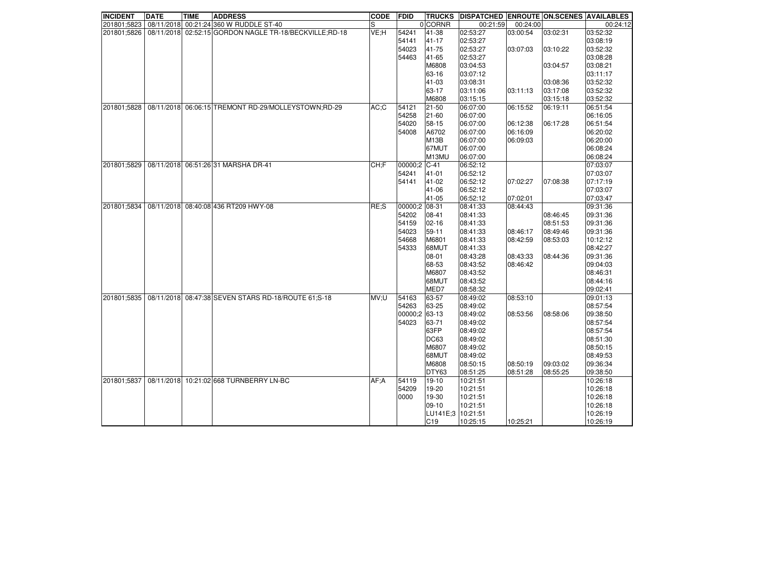| INCIDENT | DATE | TIME | ADDRESS | CODE | FDID | TRUCKS | DISPATCHED | ENROUTE | ON.SCENES | AVAILABLES |
|---|---|---|---|---|---|---|---|---|---|---|
| 201801;5823 | 08/11/2018 | 00:21:24 | 360 W RUDDLE ST-40 | S | 0 | CORNR | 00:21:59 | 00:24:00 | | 00:24:12 |
| 201801;5826 | 08/11/2018 | 02:52:15 | GORDON NAGLE TR-18/BECKVILLE;RD-18 | VE;H | 54241 | 41-38 | 02:53:27 | 03:00:54 | 03:02:31 | 03:52:32 |
| | | | | | 54141 | 41-17 | 02:53:27 | | | 03:08:19 |
| | | | | | 54023 | 41-75 | 02:53:27 | 03:07:03 | 03:10:22 | 03:52:32 |
| | | | | | 54463 | 41-65 | 02:53:27 | | | 03:08:28 |
| | | | | | | M6808 | 03:04:53 | | 03:04:57 | 03:08:21 |
| | | | | | | 63-16 | 03:07:12 | | | 03:11:17 |
| | | | | | | 41-03 | 03:08:31 | | 03:08:36 | 03:52:32 |
| | | | | | | 63-17 | 03:11:06 | 03:11:13 | 03:17:08 | 03:52:32 |
| | | | | | | M6808 | 03:15:15 | | 03:15:18 | 03:52:32 |
| 201801;5828 | 08/11/2018 | 06:06:15 | TREMONT RD-29/MOLLEYSTOWN;RD-29 | AC;C | 54121 | 21-50 | 06:07:00 | 06:15:52 | 06:19:11 | 06:51:54 |
| | | | | | 54258 | 21-60 | 06:07:00 | | | 06:16:05 |
| | | | | | 54020 | 58-15 | 06:07:00 | 06:12:38 | 06:17:28 | 06:51:54 |
| | | | | | 54008 | A6702 | 06:07:00 | 06:16:09 | | 06:20:02 |
| | | | | | | M13B | 06:07:00 | 06:09:03 | | 06:20:00 |
| | | | | | | 67MUT | 06:07:00 | | | 06:08:24 |
| | | | | | | M13MU | 06:07:00 | | | 06:08:24 |
| 201801;5829 | 08/11/2018 | 06:51:26 | 31 MARSHA DR-41 | CH;F | 00000;2 | C-41 | 06:52:12 | | | 07:03:07 |
| | | | | | 54241 | 41-01 | 06:52:12 | | | 07:03:07 |
| | | | | | 54141 | 41-02 | 06:52:12 | 07:02:27 | 07:08:38 | 07:17:19 |
| | | | | | | 41-06 | 06:52:12 | | | 07:03:07 |
| | | | | | | 41-05 | 06:52:12 | 07:02:01 | | 07:03:47 |
| 201801;5834 | 08/11/2018 | 08:40:08 | 436 RT209 HWY-08 | RE;S | 00000;2 | 08-31 | 08:41:33 | 08:44:43 | | 09:31:36 |
| | | | | | 54202 | 08-41 | 08:41:33 | | 08:46:45 | 09:31:36 |
| | | | | | 54159 | 02-16 | 08:41:33 | | 08:51:53 | 09:31:36 |
| | | | | | 54023 | 59-11 | 08:41:33 | 08:46:17 | 08:49:46 | 09:31:36 |
| | | | | | 54668 | M6801 | 08:41:33 | 08:42:59 | 08:53:03 | 10:12:12 |
| | | | | | 54333 | 68MUT | 08:41:33 | | | 08:42:27 |
| | | | | | | 08-01 | 08:43:28 | 08:43:33 | 08:44:36 | 09:31:36 |
| | | | | | | 68-53 | 08:43:52 | 08:46:42 | | 09:04:03 |
| | | | | | | M6807 | 08:43:52 | | | 08:46:31 |
| | | | | | | 68MUT | 08:43:52 | | | 08:44:16 |
| | | | | | | MED7 | 08:58:32 | | | 09:02:41 |
| 201801;5835 | 08/11/2018 | 08:47:38 | SEVEN STARS RD-18/ROUTE 61;S-18 | MV;U | 54163 | 63-57 | 08:49:02 | 08:53:10 | | 09:01:13 |
| | | | | | 54263 | 63-25 | 08:49:02 | | | 08:57:54 |
| | | | | | 00000;2 | 63-13 | 08:49:02 | 08:53:56 | 08:58:06 | 09:38:50 |
| | | | | | 54023 | 63-71 | 08:49:02 | | | 08:57:54 |
| | | | | | | 63FP | 08:49:02 | | | 08:57:54 |
| | | | | | | DC63 | 08:49:02 | | | 08:51:30 |
| | | | | | | M6807 | 08:49:02 | | | 08:50:15 |
| | | | | | | 68MUT | 08:49:02 | | | 08:49:53 |
| | | | | | | M6808 | 08:50:15 | 08:50:19 | 09:03:02 | 09:36:34 |
| | | | | | | DTY63 | 08:51:25 | 08:51:28 | 08:55:25 | 09:38:50 |
| 201801;5837 | 08/11/2018 | 10:21:02 | 668 TURNBERRY LN-BC | AF;A | 54119 | 19-10 | 10:21:51 | | | 10:26:18 |
| | | | | | 54209 | 19-20 | 10:21:51 | | | 10:26:18 |
| | | | | | 0000 | 19-30 | 10:21:51 | | | 10:26:18 |
| | | | | | | 09-10 | 10:21:51 | | | 10:26:18 |
| | | | | | | LU141E;3 | 10:21:51 | | | 10:26:19 |
| | | | | | | C19 | 10:25:15 | 10:25:21 | | 10:26:19 |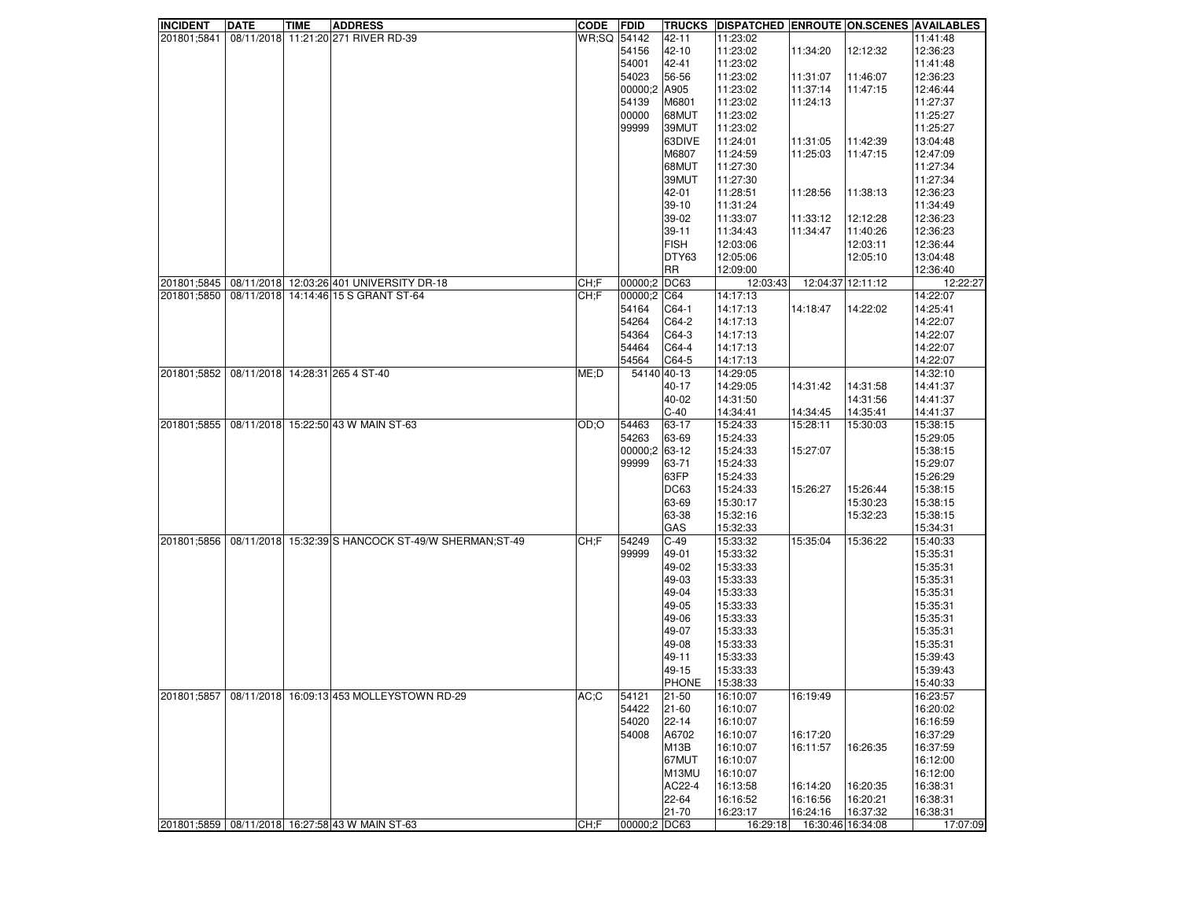| INCIDENT | DATE | TIME | ADDRESS | CODE | FDID | TRUCKS | DISPATCHED | ENROUTE | ON.SCENES | AVAILABLES |
|---|---|---|---|---|---|---|---|---|---|---|
| 201801;5841 | 08/11/2018 | 11:21:20 | 271 RIVER RD-39 | WR;SQ | 54142 | 42-11 | 11:23:02 | | | 11:41:48 |
| | | | | | 54156 | 42-10 | 11:23:02 | 11:34:20 | 12:12:32 | 12:36:23 |
| | | | | | 54001 | 42-41 | 11:23:02 | | | 11:41:48 |
| | | | | | 54023 | 56-56 | 11:23:02 | 11:31:07 | 11:46:07 | 12:36:23 |
| | | | | | 00000;2 | A905 | 11:23:02 | 11:37:14 | 11:47:15 | 12:46:44 |
| | | | | | 54139 | M6801 | 11:23:02 | 11:24:13 | | 11:27:37 |
| | | | | | 00000 | 68MUT | 11:23:02 | | | 11:25:27 |
| | | | | | 99999 | 39MUT | 11:23:02 | | | 11:25:27 |
| | | | | | | 63DIVE | 11:24:01 | 11:31:05 | 11:42:39 | 13:04:48 |
| | | | | | | M6807 | 11:24:59 | 11:25:03 | 11:47:15 | 12:47:09 |
| | | | | | | 68MUT | 11:27:30 | | | 11:27:34 |
| | | | | | | 39MUT | 11:27:30 | | | 11:27:34 |
| | | | | | | 42-01 | 11:28:51 | 11:28:56 | 11:38:13 | 12:36:23 |
| | | | | | | 39-10 | 11:31:24 | | | 11:34:49 |
| | | | | | | 39-02 | 11:33:07 | 11:33:12 | 12:12:28 | 12:36:23 |
| | | | | | | 39-11 | 11:34:43 | 11:34:47 | 11:40:26 | 12:36:23 |
| | | | | | | FISH | 12:03:06 | | 12:03:11 | 12:36:44 |
| | | | | | | DTY63 | 12:05:06 | | 12:05:10 | 13:04:48 |
| | | | | | | RR | 12:09:00 | | | 12:36:40 |
| 201801;5845 | 08/11/2018 | 12:03:26 | 401 UNIVERSITY DR-18 | CH;F | 00000;2 | DC63 | 12:03:43 | 12:04:37 | 12:11:12 | 12:22:27 |
| 201801;5850 | 08/11/2018 | 14:14:46 | 15 S GRANT ST-64 | CH;F | 00000;2 | C64 | 14:17:13 | | | 14:22:07 |
| | | | | | 54164 | C64-1 | 14:17:13 | 14:18:47 | 14:22:02 | 14:25:41 |
| | | | | | 54264 | C64-2 | 14:17:13 | | | 14:22:07 |
| | | | | | 54364 | C64-3 | 14:17:13 | | | 14:22:07 |
| | | | | | 54464 | C64-4 | 14:17:13 | | | 14:22:07 |
| | | | | | 54564 | C64-5 | 14:17:13 | | | 14:22:07 |
| 201801;5852 | 08/11/2018 | 14:28:31 | 265 4 ST-40 | ME;D | 54140 | 40-13 | 14:29:05 | | | 14:32:10 |
| | | | | | | 40-17 | 14:29:05 | 14:31:42 | 14:31:58 | 14:41:37 |
| | | | | | | 40-02 | 14:31:50 | | 14:31:56 | 14:41:37 |
| | | | | | | C-40 | 14:34:41 | 14:34:45 | 14:35:41 | 14:41:37 |
| 201801;5855 | 08/11/2018 | 15:22:50 | 43 W MAIN ST-63 | OD;O | 54463 | 63-17 | 15:24:33 | 15:28:11 | 15:30:03 | 15:38:15 |
| | | | | | 54263 | 63-69 | 15:24:33 | | | 15:29:05 |
| | | | | | 00000;2 | 63-12 | 15:24:33 | 15:27:07 | | 15:38:15 |
| | | | | | 99999 | 63-71 | 15:24:33 | | | 15:29:07 |
| | | | | | | 63FP | 15:24:33 | | | 15:26:29 |
| | | | | | | DC63 | 15:24:33 | 15:26:27 | 15:26:44 | 15:38:15 |
| | | | | | | 63-69 | 15:30:17 | | 15:30:23 | 15:38:15 |
| | | | | | | 63-38 | 15:32:16 | | 15:32:23 | 15:38:15 |
| | | | | | | GAS | 15:32:33 | | | 15:34:31 |
| 201801;5856 | 08/11/2018 | 15:32:39 | S HANCOCK ST-49/W SHERMAN;ST-49 | CH;F | 54249 | C-49 | 15:33:32 | 15:35:04 | 15:36:22 | 15:40:33 |
| | | | | | 99999 | 49-01 | 15:33:32 | | | 15:35:31 |
| | | | | | | 49-02 | 15:33:33 | | | 15:35:31 |
| | | | | | | 49-03 | 15:33:33 | | | 15:35:31 |
| | | | | | | 49-04 | 15:33:33 | | | 15:35:31 |
| | | | | | | 49-05 | 15:33:33 | | | 15:35:31 |
| | | | | | | 49-06 | 15:33:33 | | | 15:35:31 |
| | | | | | | 49-07 | 15:33:33 | | | 15:35:31 |
| | | | | | | 49-08 | 15:33:33 | | | 15:35:31 |
| | | | | | | 49-11 | 15:33:33 | | | 15:39:43 |
| | | | | | | 49-15 | 15:33:33 | | | 15:39:43 |
| | | | | | | PHONE | 15:38:33 | | | 15:40:33 |
| 201801;5857 | 08/11/2018 | 16:09:13 | 453 MOLLEYSTOWN RD-29 | AC;C | 54121 | 21-50 | 16:10:07 | 16:19:49 | | 16:23:57 |
| | | | | | 54422 | 21-60 | 16:10:07 | | | 16:20:02 |
| | | | | | 54020 | 22-14 | 16:10:07 | | | 16:16:59 |
| | | | | | 54008 | A6702 | 16:10:07 | 16:17:20 | | 16:37:29 |
| | | | | | | M13B | 16:10:07 | 16:11:57 | 16:26:35 | 16:37:59 |
| | | | | | | 67MUT | 16:10:07 | | | 16:12:00 |
| | | | | | | M13MU | 16:10:07 | | | 16:12:00 |
| | | | | | | AC22-4 | 16:13:58 | 16:14:20 | 16:20:35 | 16:38:31 |
| | | | | | | 22-64 | 16:16:52 | 16:16:56 | 16:20:21 | 16:38:31 |
| | | | | | | 21-70 | 16:23:17 | 16:24:16 | 16:37:32 | 16:38:31 |
| 201801;5859 | 08/11/2018 | 16:27:58 | 43 W MAIN ST-63 | CH;F | 00000;2 | DC63 | 16:29:18 | 16:30:46 | 16:34:08 | 17:07:09 |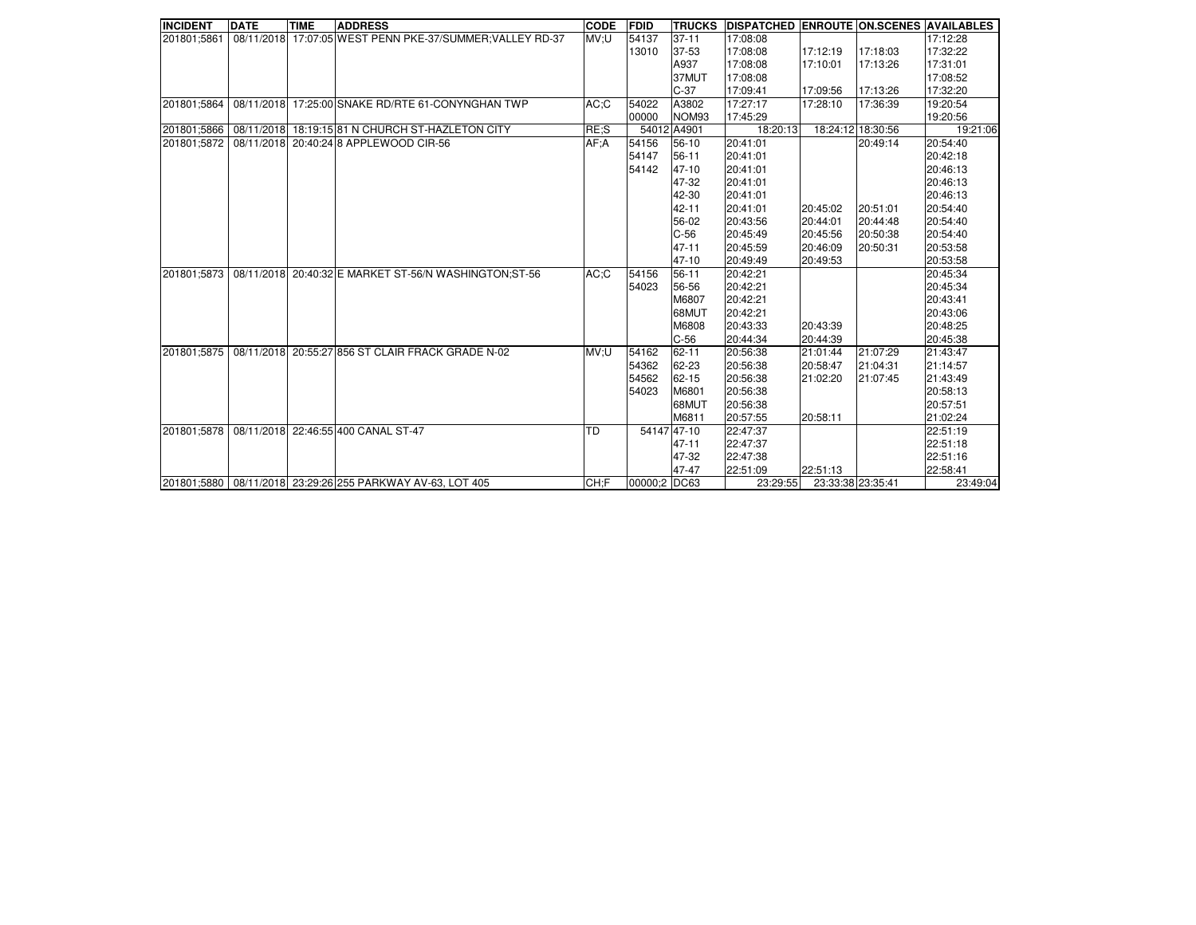| INCIDENT | DATE | TIME | ADDRESS | CODE | FDID | TRUCKS | DISPATCHED | ENROUTE | ON.SCENES | AVAILABLES |
|---|---|---|---|---|---|---|---|---|---|---|
| 201801;5861 | 08/11/2018 | 17:07:05 | WEST PENN PKE-37/SUMMER;VALLEY RD-37 | MV;U | 54137 | 37-11 | 17:08:08 | | | 17:12:28 |
| | | | | | 13010 | 37-53 | 17:08:08 | 17:12:19 | 17:18:03 | 17:32:22 |
| | | | | | | A937 | 17:08:08 | 17:10:01 | 17:13:26 | 17:31:01 |
| | | | | | | 37MUT | 17:08:08 | | | 17:08:52 |
| | | | | | | C-37 | 17:09:41 | 17:09:56 | 17:13:26 | 17:32:20 |
| 201801;5864 | 08/11/2018 | 17:25:00 | SNAKE RD/RTE 61-CONYNGHAN TWP | AC;C | 54022 | A3802 | 17:27:17 | 17:28:10 | 17:36:39 | 19:20:54 |
| | | | | | 00000 | NOM93 | 17:45:29 | | | 19:20:56 |
| 201801;5866 | 08/11/2018 | 18:19:15 | 81 N CHURCH ST-HAZLETON CITY | RE;S | 54012 | A4901 | 18:20:13 | 18:24:12 | 18:30:56 | 19:21:06 |
| 201801;5872 | 08/11/2018 | 20:40:24 | 8 APPLEWOOD CIR-56 | AF;A | 54156 | 56-10 | 20:41:01 | | 20:49:14 | 20:54:40 |
| | | | | | 54147 | 56-11 | 20:41:01 | | | 20:42:18 |
| | | | | | 54142 | 47-10 | 20:41:01 | | | 20:46:13 |
| | | | | | | 47-32 | 20:41:01 | | | 20:46:13 |
| | | | | | | 42-30 | 20:41:01 | | | 20:46:13 |
| | | | | | | 42-11 | 20:41:01 | 20:45:02 | 20:51:01 | 20:54:40 |
| | | | | | | 56-02 | 20:43:56 | 20:44:01 | 20:44:48 | 20:54:40 |
| | | | | | | C-56 | 20:45:49 | 20:45:56 | 20:50:38 | 20:54:40 |
| | | | | | | 47-11 | 20:45:59 | 20:46:09 | 20:50:31 | 20:53:58 |
| | | | | | | 47-10 | 20:49:49 | 20:49:53 | | 20:53:58 |
| 201801;5873 | 08/11/2018 | 20:40:32 | E MARKET ST-56/N WASHINGTON;ST-56 | AC;C | 54156 | 56-11 | 20:42:21 | | | 20:45:34 |
| | | | | | 54023 | 56-56 | 20:42:21 | | | 20:45:34 |
| | | | | | | M6807 | 20:42:21 | | | 20:43:41 |
| | | | | | | 68MUT | 20:42:21 | | | 20:43:06 |
| | | | | | | M6808 | 20:43:33 | 20:43:39 | | 20:48:25 |
| | | | | | | C-56 | 20:44:34 | 20:44:39 | | 20:45:38 |
| 201801;5875 | 08/11/2018 | 20:55:27 | 856 ST CLAIR FRACK GRADE N-02 | MV;U | 54162 | 62-11 | 20:56:38 | 21:01:44 | 21:07:29 | 21:43:47 |
| | | | | | 54362 | 62-23 | 20:56:38 | 20:58:47 | 21:04:31 | 21:14:57 |
| | | | | | 54562 | 62-15 | 20:56:38 | 21:02:20 | 21:07:45 | 21:43:49 |
| | | | | | 54023 | M6801 | 20:56:38 | | | 20:58:13 |
| | | | | | | 68MUT | 20:56:38 | | | 20:57:51 |
| | | | | | | M6811 | 20:57:55 | 20:58:11 | | 21:02:24 |
| 201801;5878 | 08/11/2018 | 22:46:55 | 400 CANAL ST-47 | TD | 54147 | 47-10 | 22:47:37 | | | 22:51:19 |
| | | | | | | 47-11 | 22:47:37 | | | 22:51:18 |
| | | | | | | 47-32 | 22:47:38 | | | 22:51:16 |
| | | | | | | 47-47 | 22:51:09 | 22:51:13 | | 22:58:41 |
| 201801;5880 | 08/11/2018 | 23:29:26 | 255 PARKWAY AV-63, LOT 405 | CH;F | 00000;2 | DC63 | 23:29:55 | 23:33:38 | 23:35:41 | 23:49:04 |